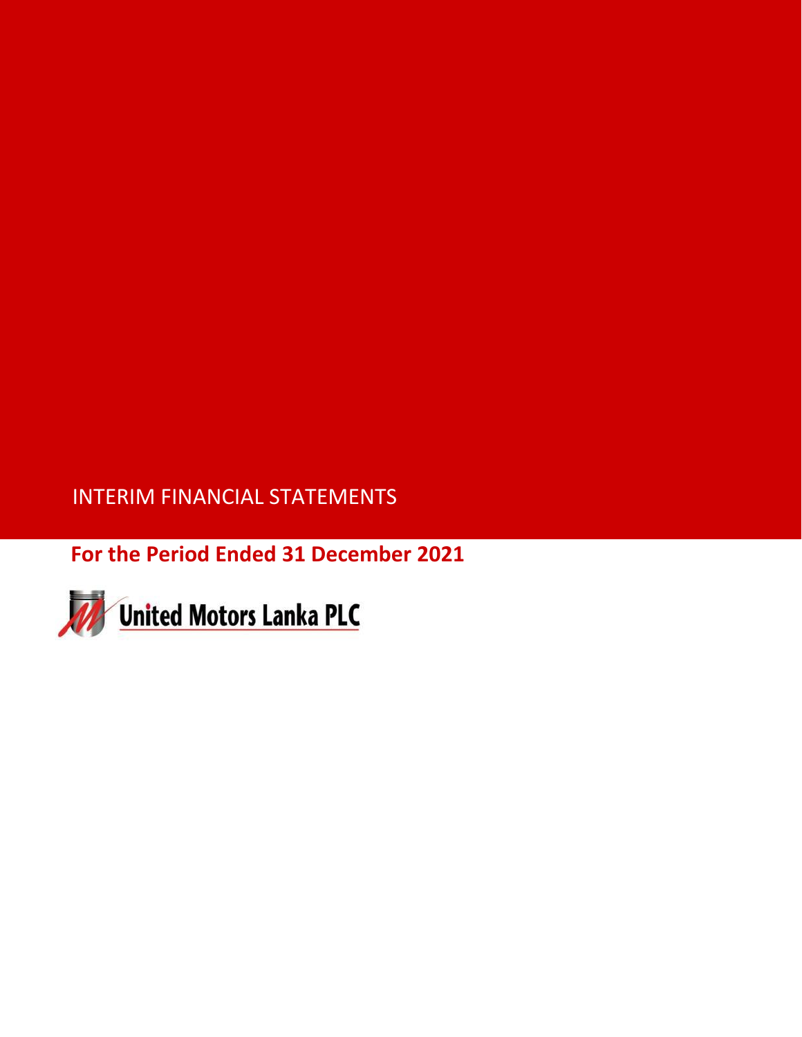# INTERIM FINANCIAL STATEMENTS

## For the Period Ended 31 December 2021

United Motors Lanka PLC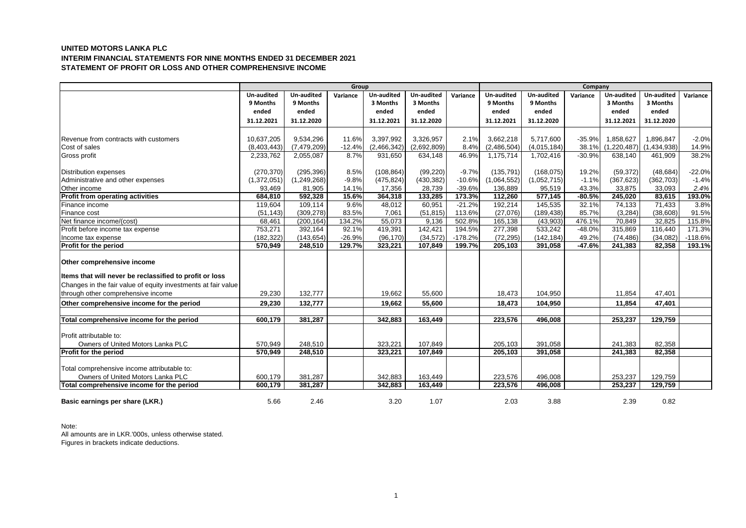**UNITED MOTORS LANKA PLC**
**INTERIM FINANCIAL STATEMENTS FOR NINE MONTHS ENDED 31 DECEMBER 2021**
**STATEMENT OF PROFIT OR LOSS AND OTHER COMPREHENSIVE INCOME**

| | Group | | | | | | Company | | | | | |
|---|---|---|---|---|---|---|---|---|---|---|---|---|
| | Un-audited 9 Months ended 31.12.2021 | Un-audited 9 Months ended 31.12.2020 | Variance | Un-audited 3 Months ended 31.12.2021 | Un-audited 3 Months ended 31.12.2020 | Variance | Un-audited 9 Months ended 31.12.2021 | Un-audited 9 Months ended 31.12.2020 | Variance | Un-audited 3 Months ended 31.12.2021 | Un-audited 3 Months ended 31.12.2020 | Variance |
| Revenue from contracts with customers | 10,637,205 | 9,534,296 | 11.6% | 3,397,992 | 3,326,957 | 2.1% | 3,662,218 | 5,717,600 | -35.9% | 1,858,627 | 1,896,847 | -2.0% |
| Cost of sales | (8,403,443) | (7,479,209) | -12.4% | (2,466,342) | (2,692,809) | 8.4% | (2,486,504) | (4,015,184) | 38.1% | (1,220,487) | (1,434,938) | 14.9% |
| Gross profit | 2,233,762 | 2,055,087 | 8.7% | 931,650 | 634,148 | 46.9% | 1,175,714 | 1,702,416 | -30.9% | 638,140 | 461,909 | 38.2% |
| Distribution expenses | (270,370) | (295,396) | 8.5% | (108,864) | (99,220) | -9.7% | (135,791) | (168,075) | 19.2% | (59,372) | (48,684) | -22.0% |
| Administrative and other expenses | (1,372,051) | (1,249,268) | -9.8% | (475,824) | (430,382) | -10.6% | (1,064,552) | (1,052,715) | -1.1% | (367,623) | (362,703) | -1.4% |
| Other income | 93,469 | 81,905 | 14.1% | 17,356 | 28,739 | -39.6% | 136,889 | 95,519 | 43.3% | 33,875 | 33,093 | 2.4% |
| **Profit from operating activities** | **684,810** | **592,328** | **15.6%** | **364,318** | **133,285** | **173.3%** | **112,260** | **577,145** | **-80.5%** | **245,020** | **83,615** | **193.0%** |
| Finance income | 119,604 | 109,114 | 9.6% | 48,012 | 60,951 | -21.2% | 192,214 | 145,535 | 32.1% | 74,133 | 71,433 | 3.8% |
| Finance cost | (51,143) | (309,278) | 83.5% | 7,061 | (51,815) | 113.6% | (27,076) | (189,438) | 85.7% | (3,284) | (38,608) | 91.5% |
| Net finance income/(cost) | 68,461 | (200,164) | 134.2% | 55,073 | 9,136 | 502.8% | 165,138 | (43,903) | 476.1% | 70,849 | 32,825 | 115.8% |
| Profit before income tax expense | 753,271 | 392,164 | 92.1% | 419,391 | 142,421 | 194.5% | 277,398 | 533,242 | -48.0% | 315,869 | 116,440 | 171.3% |
| Income tax expense | (182,322) | (143,654) | -26.9% | (96,170) | (34,572) | -178.2% | (72,295) | (142,184) | 49.2% | (74,486) | (34,082) | -118.6% |
| **Profit for the period** | **570,949** | **248,510** | **129.7%** | **323,221** | **107,849** | **199.7%** | **205,103** | **391,058** | **-47.6%** | **241,383** | **82,358** | **193.1%** |
| **Other comprehensive income** | | | | | | | | | | | | |
| **Items that will never be reclassified to profit or loss** | | | | | | | | | | | | |
| Changes in the fair value of equity investments at fair value through other comprehensive income | 29,230 | 132,777 | | 19,662 | 55,600 | | 18,473 | 104,950 | | 11,854 | 47,401 | |
| **Other comprehensive income for the period** | **29,230** | **132,777** | | **19,662** | **55,600** | | **18,473** | **104,950** | | **11,854** | **47,401** | |
| **Total comprehensive income for the period** | **600,179** | **381,287** | | **342,883** | **163,449** | | **223,576** | **496,008** | | **253,237** | **129,759** | |
| Profit attributable to: | | | | | | | | | | | | |
| Owners of United Motors Lanka PLC | 570,949 | 248,510 | | 323,221 | 107,849 | | 205,103 | 391,058 | | 241,383 | 82,358 | |
| **Profit for the period** | **570,949** | **248,510** | | **323,221** | **107,849** | | **205,103** | **391,058** | | **241,383** | **82,358** | |
| Total comprehensive income attributable to: | | | | | | | | | | | | |
| Owners of United Motors Lanka PLC | 600,179 | 381,287 | | 342,883 | 163,449 | | 223,576 | 496,008 | | 253,237 | 129,759 | |
| **Total comprehensive income for the period** | **600,179** | **381,287** | | **342,883** | **163,449** | | **223,576** | **496,008** | | **253,237** | **129,759** | |
| **Basic earnings per share (LKR.)** | 5.66 | 2.46 | | 3.20 | 1.07 | | 2.03 | 3.88 | | 2.39 | 0.82 | |

Note:
All amounts are in LKR.'000s, unless otherwise stated.
Figures in brackets indicate deductions.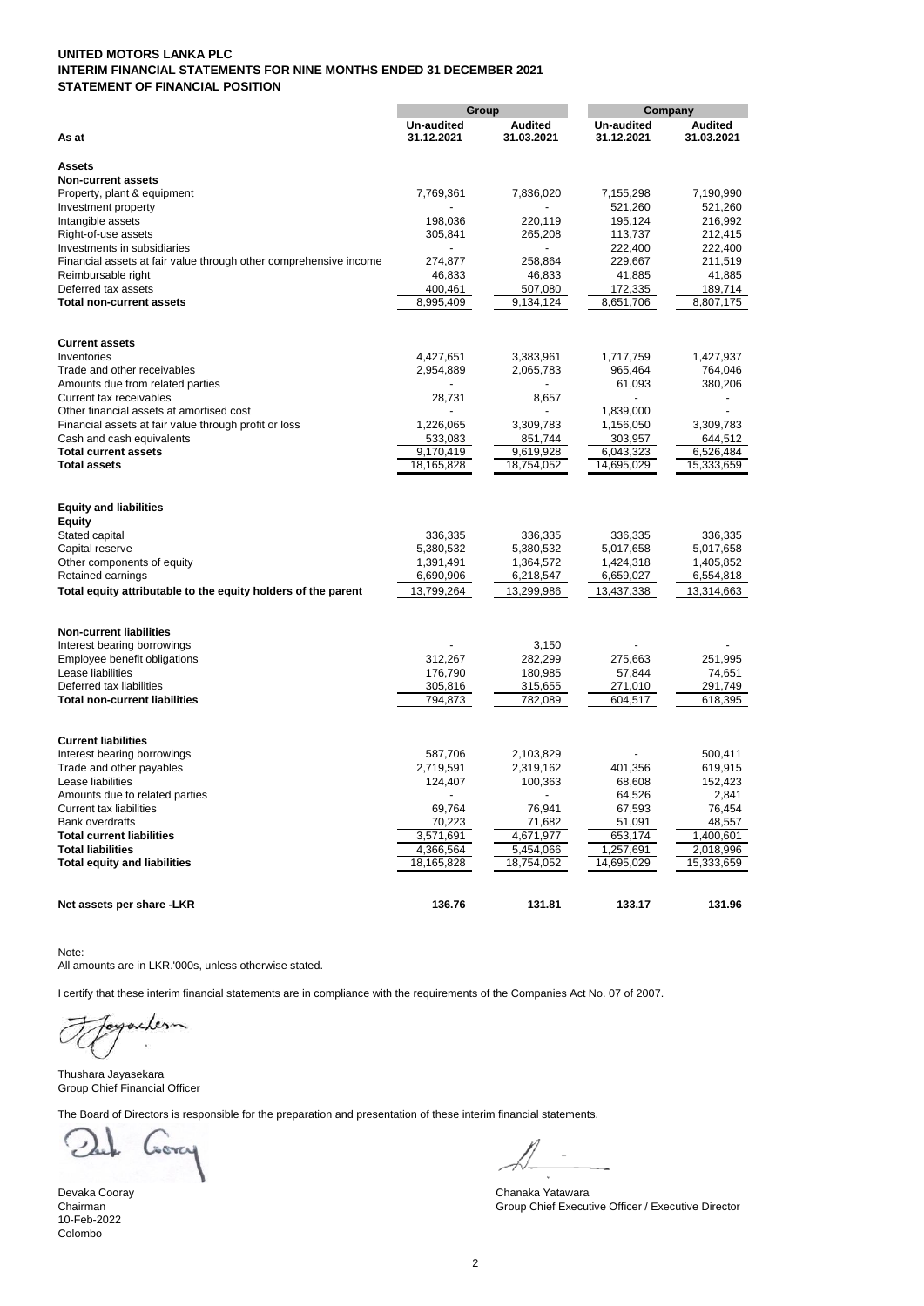**UNITED MOTORS LANKA PLC**
**INTERIM FINANCIAL STATEMENTS FOR NINE MONTHS ENDED 31 DECEMBER 2021**
**STATEMENT OF FINANCIAL POSITION**

| | Group | | Company | |
|---|---|---|---|---|
| **As at** | **Un-audited 31.12.2021** | **Audited 31.03.2021** | **Un-audited 31.12.2021** | **Audited 31.03.2021** |
| **Assets** | | | | |
| **Non-current assets** | | | | |
| Property, plant & equipment | 7,769,361 | 7,836,020 | 7,155,298 | 7,190,990 |
| Investment property | - | - | 521,260 | 521,260 |
| Intangible assets | 198,036 | 220,119 | 195,124 | 216,992 |
| Right-of-use assets | 305,841 | 265,208 | 113,737 | 212,415 |
| Investments in subsidiaries | - | - | 222,400 | 222,400 |
| Financial assets at fair value through other comprehensive income | 274,877 | 258,864 | 229,667 | 211,519 |
| Reimbursable right | 46,833 | 46,833 | 41,885 | 41,885 |
| Deferred tax assets | 400,461 | 507,080 | 172,335 | 189,714 |
| **Total non-current assets** | 8,995,409 | 9,134,124 | 8,651,706 | 8,807,175 |
| **Current assets** | | | | |
| Inventories | 4,427,651 | 3,383,961 | 1,717,759 | 1,427,937 |
| Trade and other receivables | 2,954,889 | 2,065,783 | 965,464 | 764,046 |
| Amounts due from related parties | - | - | 61,093 | 380,206 |
| Current tax receivables | 28,731 | 8,657 | - | - |
| Other financial assets at amortised cost | - | - | 1,839,000 | - |
| Financial assets at fair value through profit or loss | 1,226,065 | 3,309,783 | 1,156,050 | 3,309,783 |
| Cash and cash equivalents | 533,083 | 851,744 | 303,957 | 644,512 |
| **Total current assets** | 9,170,419 | 9,619,928 | 6,043,323 | 6,526,484 |
| **Total assets** | 18,165,828 | 18,754,052 | 14,695,029 | 15,333,659 |
| **Equity and liabilities** | | | | |
| **Equity** | | | | |
| Stated capital | 336,335 | 336,335 | 336,335 | 336,335 |
| Capital reserve | 5,380,532 | 5,380,532 | 5,017,658 | 5,017,658 |
| Other components of equity | 1,391,491 | 1,364,572 | 1,424,318 | 1,405,852 |
| Retained earnings | 6,690,906 | 6,218,547 | 6,659,027 | 6,554,818 |
| **Total equity attributable to the equity holders of the parent** | 13,799,264 | 13,299,986 | 13,437,338 | 13,314,663 |
| **Non-current liabilities** | | | | |
| Interest bearing borrowings | - | 3,150 | - | - |
| Employee benefit obligations | 312,267 | 282,299 | 275,663 | 251,995 |
| Lease liabilities | 176,790 | 180,985 | 57,844 | 74,651 |
| Deferred tax liabilities | 305,816 | 315,655 | 271,010 | 291,749 |
| **Total non-current liabilities** | 794,873 | 782,089 | 604,517 | 618,395 |
| **Current liabilities** | | | | |
| Interest bearing borrowings | 587,706 | 2,103,829 | - | 500,411 |
| Trade and other payables | 2,719,591 | 2,319,162 | 401,356 | 619,915 |
| Lease liabilities | 124,407 | 100,363 | 68,608 | 152,423 |
| Amounts due to related parties | - | - | 64,526 | 2,841 |
| Current tax liabilities | 69,764 | 76,941 | 67,593 | 76,454 |
| Bank overdrafts | 70,223 | 71,682 | 51,091 | 48,557 |
| **Total current liabilities** | 3,571,691 | 4,671,977 | 653,174 | 1,400,601 |
| **Total liabilities** | 4,366,564 | 5,454,066 | 1,257,691 | 2,018,996 |
| **Total equity and liabilities** | 18,165,828 | 18,754,052 | 14,695,029 | 15,333,659 |
| **Net assets per share -LKR** | **136.76** | **131.81** | **133.17** | **131.96** |

Note:
All amounts are in LKR.'000s, unless otherwise stated.

I certify that these interim financial statements are in compliance with the requirements of the Companies Act No. 07 of 2007.

Thushara Jayasekara
Group Chief Financial Officer

The Board of Directors is responsible for the preparation and presentation of these interim financial statements.

Devaka Cooray
Chairman
10-Feb-2022
Colombo

Chanaka Yatawara
Group Chief Executive Officer / Executive Director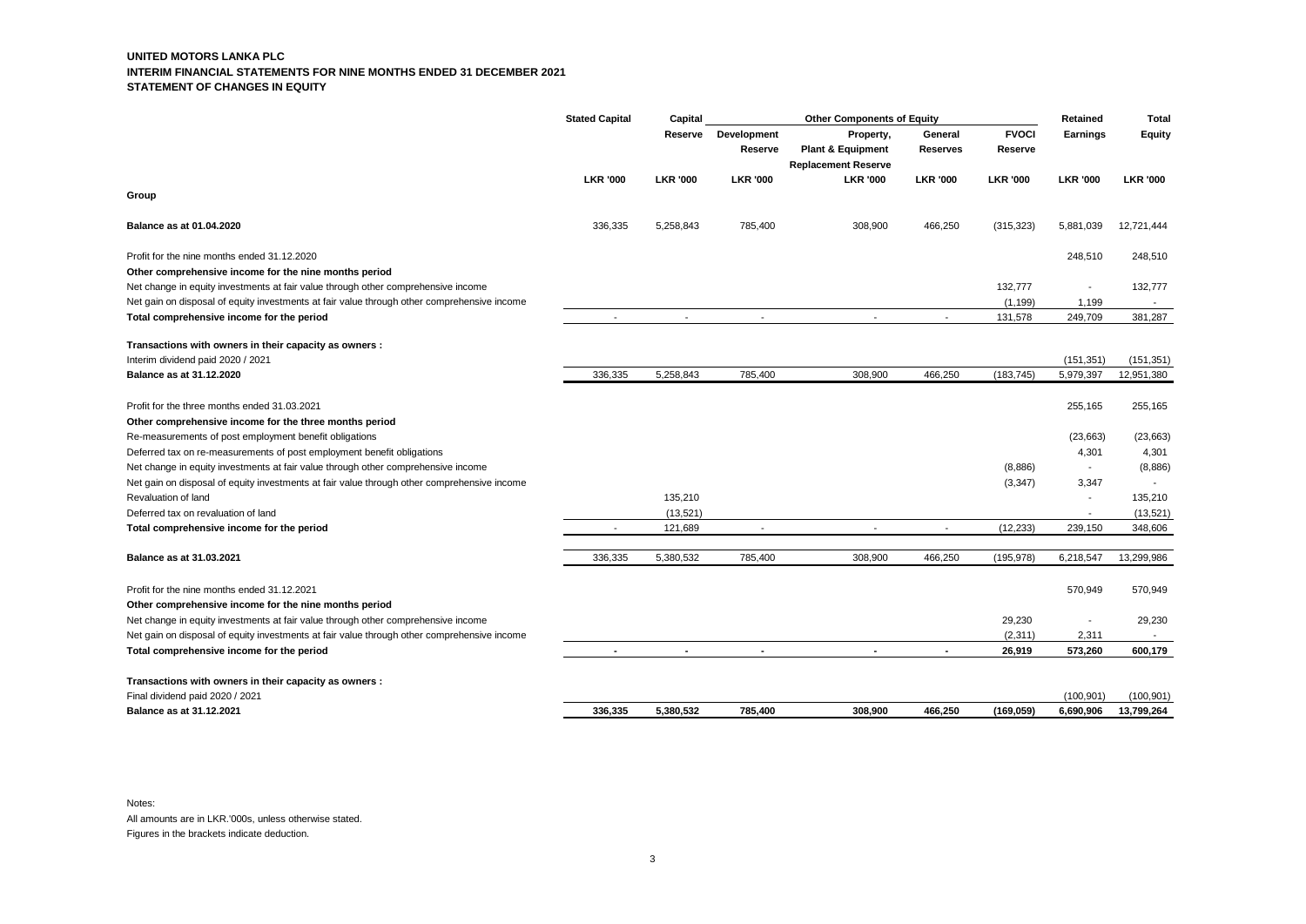**UNITED MOTORS LANKA PLC**
**INTERIM FINANCIAL STATEMENTS FOR NINE MONTHS ENDED 31 DECEMBER 2021**
**STATEMENT OF CHANGES IN EQUITY**

| | Stated Capital | Capital Reserve | Other Components of Equity | | | | Retained Earnings | Total Equity |
|---|---|---|---|---|---|---|---|---|
| | | | Development Reserve | Property, Plant & Equipment Replacement Reserve | General Reserves | FVOCI Reserve | | |
| | LKR '000 | LKR '000 | LKR '000 | LKR '000 | LKR '000 | LKR '000 | LKR '000 | LKR '000 |
| **Group** | | | | | | | | |
| **Balance as at 01.04.2020** | 336,335 | 5,258,843 | 785,400 | 308,900 | 466,250 | (315,323) | 5,881,039 | 12,721,444 |
| Profit for the nine months ended 31.12.2020 | | | | | | | 248,510 | 248,510 |
| **Other comprehensive income for the nine months period** | | | | | | | | |
| Net change in equity investments at fair value through other comprehensive income | | | | | | 132,777 | - | 132,777 |
| Net gain on disposal of equity investments at fair value through other comprehensive income | | | | | | (1,199) | 1,199 | - |
| **Total comprehensive income for the period** | - | - | - | - | - | 131,578 | 249,709 | 381,287 |
| **Transactions with owners in their capacity as owners :** | | | | | | | | |
| Interim dividend paid 2020 / 2021 | | | | | | | (151,351) | (151,351) |
| **Balance as at 31.12.2020** | 336,335 | 5,258,843 | 785,400 | 308,900 | 466,250 | (183,745) | 5,979,397 | 12,951,380 |
| Profit for the three months ended 31.03.2021 | | | | | | | 255,165 | 255,165 |
| **Other comprehensive income for the three months period** | | | | | | | | |
| Re-measurements of post employment benefit obligations | | | | | | | (23,663) | (23,663) |
| Deferred tax on re-measurements of post employment benefit obligations | | | | | | | 4,301 | 4,301 |
| Net change in equity investments at fair value through other comprehensive income | | | | | | (8,886) | - | (8,886) |
| Net gain on disposal of equity investments at fair value through other comprehensive income | | | | | | (3,347) | 3,347 | - |
| Revaluation of land | | 135,210 | | | | | - | 135,210 |
| Deferred tax on revaluation of land | | (13,521) | | | | | - | (13,521) |
| **Total comprehensive income for the period** | - | 121,689 | - | - | - | (12,233) | 239,150 | 348,606 |
| **Balance as at 31.03.2021** | 336,335 | 5,380,532 | 785,400 | 308,900 | 466,250 | (195,978) | 6,218,547 | 13,299,986 |
| Profit for the nine months ended 31.12.2021 | | | | | | | 570,949 | 570,949 |
| **Other comprehensive income for the nine months period** | | | | | | | | |
| Net change in equity investments at fair value through other comprehensive income | | | | | | 29,230 | - | 29,230 |
| Net gain on disposal of equity investments at fair value through other comprehensive income | | | | | | (2,311) | 2,311 | - |
| **Total comprehensive income for the period** | **-** | **-** | **-** | **-** | **-** | **26,919** | **573,260** | **600,179** |
| **Transactions with owners in their capacity as owners :** | | | | | | | | |
| Final dividend paid 2020 / 2021 | | | | | | | (100,901) | (100,901) |
| **Balance as at 31.12.2021** | **336,335** | **5,380,532** | **785,400** | **308,900** | **466,250** | **(169,059)** | **6,690,906** | **13,799,264** |

Notes:
All amounts are in LKR.'000s, unless otherwise stated.
Figures in the brackets indicate deduction.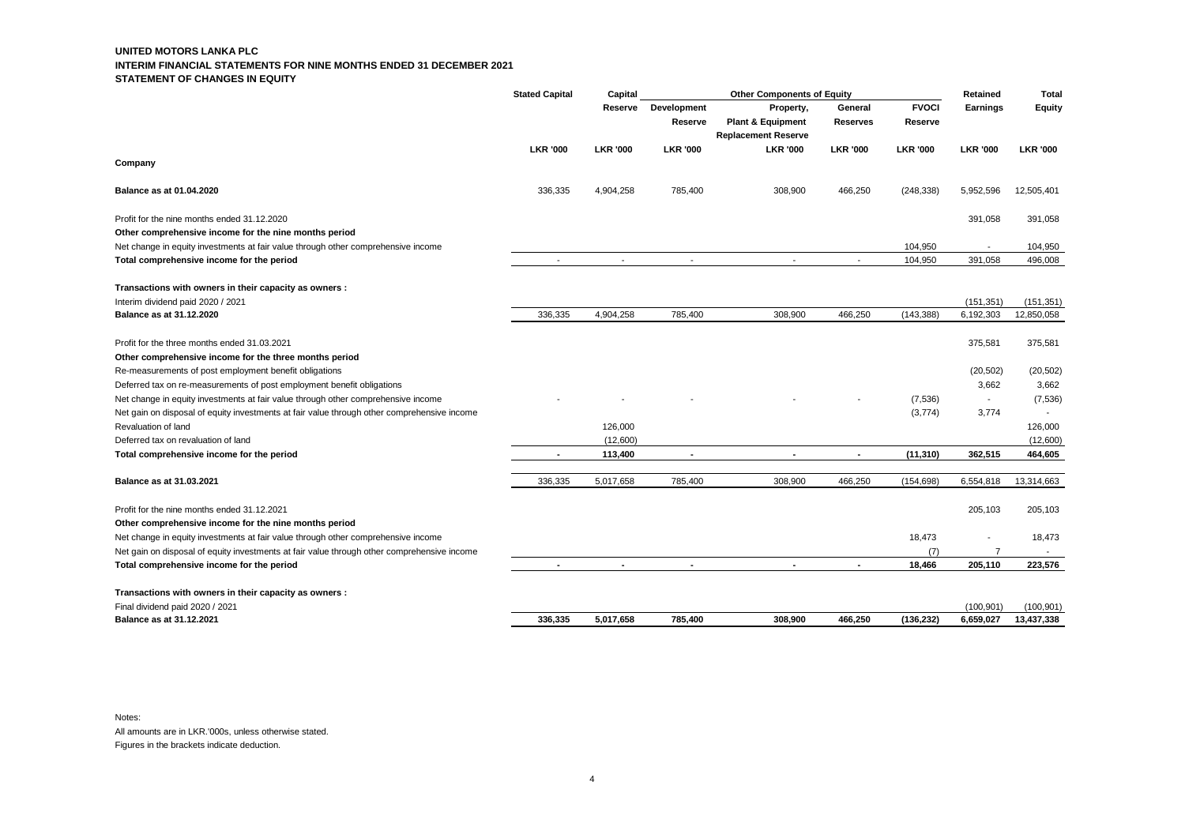**UNITED MOTORS LANKA PLC**
**INTERIM FINANCIAL STATEMENTS FOR NINE MONTHS ENDED 31 DECEMBER 2021**
**STATEMENT OF CHANGES IN EQUITY**

| | Stated Capital | Capital Reserve | Other Components of Equity | | | | Retained Earnings | Total Equity |
|---|---|---|---|---|---|---|---|---|
| | | | Development Reserve | Property, Plant & Equipment Replacement Reserve | General Reserves | FVOCI Reserve | | |
| | LKR '000 | LKR '000 | LKR '000 | LKR '000 | LKR '000 | LKR '000 | LKR '000 | LKR '000 |
| **Company** | | | | | | | | |
| **Balance as at 01.04.2020** | 336,335 | 4,904,258 | 785,400 | 308,900 | 466,250 | (248,338) | 5,952,596 | 12,505,401 |
| Profit for the nine months ended 31.12.2020 | | | | | | | 391,058 | 391,058 |
| **Other comprehensive income for the nine months period** | | | | | | | | |
| Net change in equity investments at fair value through other comprehensive income | | | | | | 104,950 | - | 104,950 |
| **Total comprehensive income for the period** | - | - | - | - | - | 104,950 | 391,058 | 496,008 |
| **Transactions with owners in their capacity as owners :** | | | | | | | | |
| Interim dividend paid 2020 / 2021 | | | | | | | (151,351) | (151,351) |
| **Balance as at 31.12.2020** | 336,335 | 4,904,258 | 785,400 | 308,900 | 466,250 | (143,388) | 6,192,303 | 12,850,058 |
| Profit for the three months ended 31.03.2021 | | | | | | | 375,581 | 375,581 |
| **Other comprehensive income for the three months period** | | | | | | | | |
| Re-measurements of post employment benefit obligations | | | | | | | (20,502) | (20,502) |
| Deferred tax on re-measurements of post employment benefit obligations | | | | | | | 3,662 | 3,662 |
| Net change in equity investments at fair value through other comprehensive income | - | - | - | - | - | (7,536) | - | (7,536) |
| Net gain on disposal of equity investments at fair value through other comprehensive income | | | | | | (3,774) | 3,774 | - |
| Revaluation of land | | 126,000 | | | | | | 126,000 |
| Deferred tax on revaluation of land | | (12,600) | | | | | | (12,600) |
| **Total comprehensive income for the period** | **-** | **113,400** | **-** | **-** | **-** | **(11,310)** | **362,515** | **464,605** |
| **Balance as at 31.03.2021** | 336,335 | 5,017,658 | 785,400 | 308,900 | 466,250 | (154,698) | 6,554,818 | 13,314,663 |
| Profit for the nine months ended 31.12.2021 | | | | | | | 205,103 | 205,103 |
| **Other comprehensive income for the nine months period** | | | | | | | | |
| Net change in equity investments at fair value through other comprehensive income | | | | | | 18,473 | - | 18,473 |
| Net gain on disposal of equity investments at fair value through other comprehensive income | | | | | | (7) | 7 | - |
| **Total comprehensive income for the period** | **-** | **-** | **-** | **-** | **-** | **18,466** | **205,110** | **223,576** |
| **Transactions with owners in their capacity as owners :** | | | | | | | | |
| Final dividend paid 2020 / 2021 | | | | | | | (100,901) | (100,901) |
| **Balance as at 31.12.2021** | **336,335** | **5,017,658** | **785,400** | **308,900** | **466,250** | **(136,232)** | **6,659,027** | **13,437,338** |

Notes:
All amounts are in LKR.'000s, unless otherwise stated.
Figures in the brackets indicate deduction.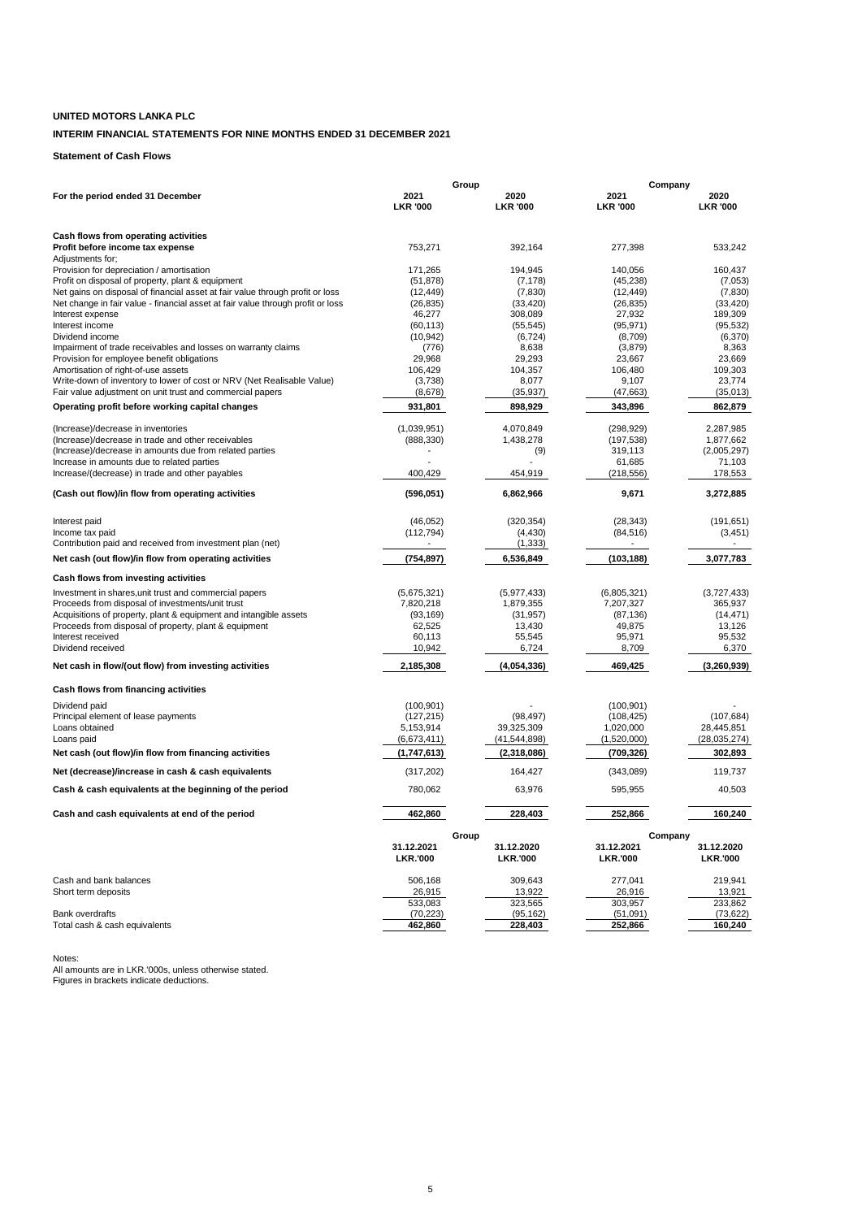**UNITED MOTORS LANKA PLC**

**INTERIM FINANCIAL STATEMENTS FOR NINE MONTHS ENDED 31 DECEMBER 2021**

**Statement of Cash Flows**

| For the period ended 31 December | Group | | Company | |
|---|---|---|---|---|
| | 2021<br>LKR '000 | 2020<br>LKR '000 | 2021<br>LKR '000 | 2020<br>LKR '000 |
| **Cash flows from operating activities** | | | | |
| **Profit before income tax expense** | 753,271 | 392,164 | 277,398 | 533,242 |
| Adjustments for; | | | | |
| Provision for depreciation / amortisation | 171,265 | 194,945 | 140,056 | 160,437 |
| Profit on disposal of property, plant & equipment | (51,878) | (7,178) | (45,238) | (7,053) |
| Net gains on disposal of financial asset at fair value through profit or loss | (12,449) | (7,830) | (12,449) | (7,830) |
| Net change in fair value - financial asset at fair value through profit or loss | (26,835) | (33,420) | (26,835) | (33,420) |
| Interest expense | 46,277 | 308,089 | 27,932 | 189,309 |
| Interest income | (60,113) | (55,545) | (95,971) | (95,532) |
| Dividend income | (10,942) | (6,724) | (8,709) | (6,370) |
| Impairment of trade receivables and losses on warranty claims | (776) | 8,638 | (3,879) | 8,363 |
| Provision for employee benefit obligations | 29,968 | 29,293 | 23,667 | 23,669 |
| Amortisation of right-of-use assets | 106,429 | 104,357 | 106,480 | 109,303 |
| Write-down of inventory to lower of cost or NRV (Net Realisable Value) | (3,738) | 8,077 | 9,107 | 23,774 |
| Fair value adjustment on unit trust and commercial papers | (8,678) | (35,937) | (47,663) | (35,013) |
| **Operating profit before working capital changes** | **931,801** | **898,929** | **343,896** | **862,879** |
| (Increase)/decrease in inventories | (1,039,951) | 4,070,849 | (298,929) | 2,287,985 |
| (Increase)/decrease in trade and other receivables | (888,330) | 1,438,278 | (197,538) | 1,877,662 |
| (Increase)/decrease in amounts due from related parties | - | (9) | 319,113 | (2,005,297) |
| Increase in amounts due to related parties | - | - | 61,685 | 71,103 |
| Increase/(decrease) in trade and other payables | 400,429 | 454,919 | (218,556) | 178,553 |
| **(Cash out flow)/in flow from operating activities** | **(596,051)** | **6,862,966** | **9,671** | **3,272,885** |
| Interest paid | (46,052) | (320,354) | (28,343) | (191,651) |
| Income tax paid | (112,794) | (4,430) | (84,516) | (3,451) |
| Contribution paid and received from investment plan (net) | - | (1,333) | - | - |
| **Net cash (out flow)/in flow from operating activities** | **(754,897)** | **6,536,849** | **(103,188)** | **3,077,783** |
| **Cash flows from investing activities** | | | | |
| Investment in shares,unit trust and commercial papers | (5,675,321) | (5,977,433) | (6,805,321) | (3,727,433) |
| Proceeds from disposal of investments/unit trust | 7,820,218 | 1,879,355 | 7,207,327 | 365,937 |
| Acquisitions of property, plant & equipment and intangible assets | (93,169) | (31,957) | (87,136) | (14,471) |
| Proceeds from disposal of property, plant & equipment | 62,525 | 13,430 | 49,875 | 13,126 |
| Interest received | 60,113 | 55,545 | 95,971 | 95,532 |
| Dividend received | 10,942 | 6,724 | 8,709 | 6,370 |
| **Net cash in flow/(out flow) from investing activities** | **2,185,308** | **(4,054,336)** | **469,425** | **(3,260,939)** |
| **Cash flows from financing activities** | | | | |
| Dividend paid | (100,901) | - | (100,901) | - |
| Principal element of lease payments | (127,215) | (98,497) | (108,425) | (107,684) |
| Loans obtained | 5,153,914 | 39,325,309 | 1,020,000 | 28,445,851 |
| Loans paid | (6,673,411) | (41,544,898) | (1,520,000) | (28,035,274) |
| **Net cash (out flow)/in flow from financing activities** | **(1,747,613)** | **(2,318,086)** | **(709,326)** | **302,893** |
| **Net (decrease)/increase in cash & cash equivalents** | (317,202) | 164,427 | (343,089) | 119,737 |
| **Cash & cash equivalents at the beginning of the period** | 780,062 | 63,976 | 595,955 | 40,503 |
| **Cash and cash equivalents at end of the period** | **462,860** | **228,403** | **252,866** | **160,240** |

| | Group | | Company | |
|---|---|---|---|---|
| | 31.12.2021<br>LKR.'000 | 31.12.2020<br>LKR.'000 | 31.12.2021<br>LKR.'000 | 31.12.2020<br>LKR.'000 |
| Cash and bank balances | 506,168 | 309,643 | 277,041 | 219,941 |
| Short term deposits | 26,915 | 13,922 | 26,916 | 13,921 |
| | 533,083 | 323,565 | 303,957 | 233,862 |
| Bank overdrafts | (70,223) | (95,162) | (51,091) | (73,622) |
| Total cash & cash equivalents | **462,860** | **228,403** | **252,866** | **160,240** |

Notes:
All amounts are in LKR.'000s, unless otherwise stated.
Figures in brackets indicate deductions.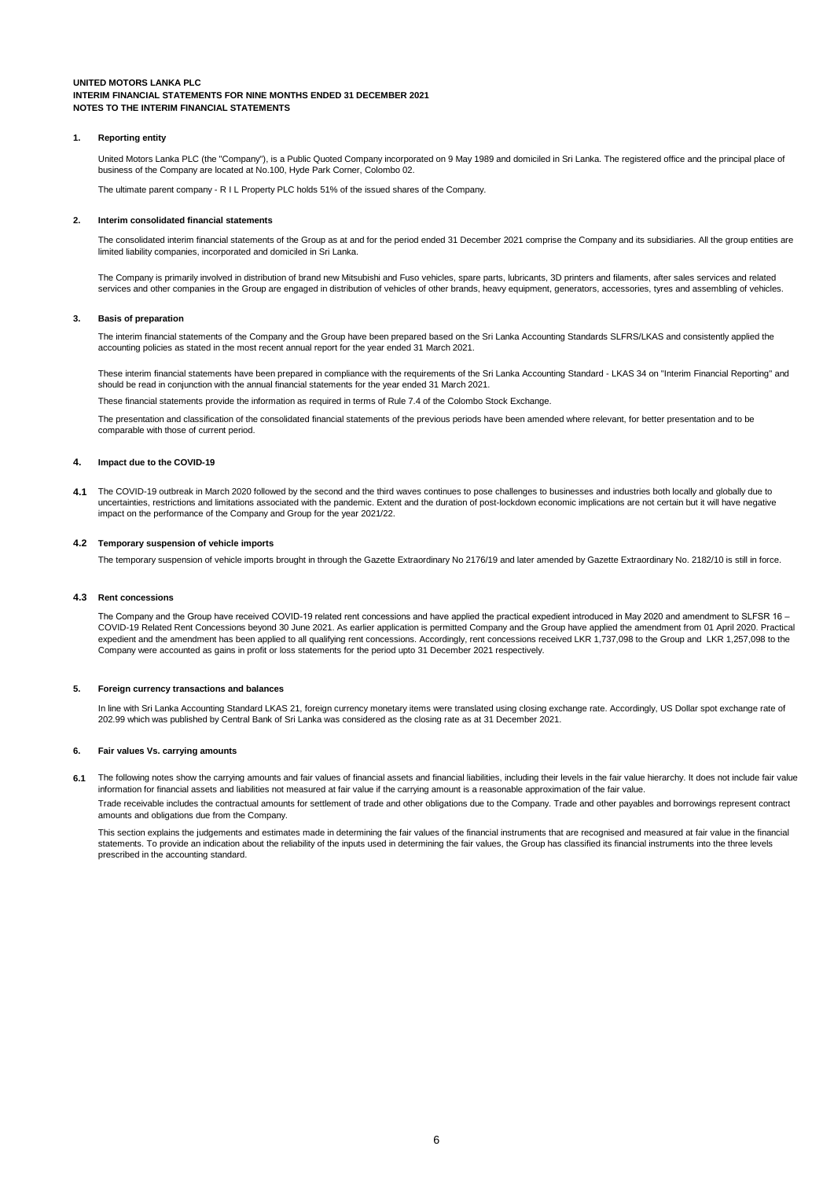**UNITED MOTORS LANKA PLC**
**INTERIM FINANCIAL STATEMENTS FOR NINE MONTHS ENDED 31 DECEMBER 2021**
**NOTES TO THE INTERIM FINANCIAL STATEMENTS**

## 1. Reporting entity

United Motors Lanka PLC (the "Company"), is a Public Quoted Company incorporated on 9 May 1989 and domiciled in Sri Lanka. The registered office and the principal place of business of the Company are located at No.100, Hyde Park Corner, Colombo 02.

The ultimate parent company - R I L Property PLC holds 51% of the issued shares of the Company.

## 2. Interim consolidated financial statements

The consolidated interim financial statements of the Group as at and for the period ended 31 December 2021 comprise the Company and its subsidiaries. All the group entities are limited liability companies, incorporated and domiciled in Sri Lanka.

The Company is primarily involved in distribution of brand new Mitsubishi and Fuso vehicles, spare parts, lubricants, 3D printers and filaments, after sales services and related services and other companies in the Group are engaged in distribution of vehicles of other brands, heavy equipment, generators, accessories, tyres and assembling of vehicles.

## 3. Basis of preparation

The interim financial statements of the Company and the Group have been prepared based on the Sri Lanka Accounting Standards SLFRS/LKAS and consistently applied the accounting policies as stated in the most recent annual report for the year ended 31 March 2021.

These interim financial statements have been prepared in compliance with the requirements of the Sri Lanka Accounting Standard - LKAS 34 on "Interim Financial Reporting" and should be read in conjunction with the annual financial statements for the year ended 31 March 2021.

These financial statements provide the information as required in terms of Rule 7.4 of the Colombo Stock Exchange.

The presentation and classification of the consolidated financial statements of the previous periods have been amended where relevant, for better presentation and to be comparable with those of current period.

## 4. Impact due to the COVID-19

**4.1** The COVID-19 outbreak in March 2020 followed by the second and the third waves continues to pose challenges to businesses and industries both locally and globally due to uncertainties, restrictions and limitations associated with the pandemic. Extent and the duration of post-lockdown economic implications are not certain but it will have negative impact on the performance of the Company and Group for the year 2021/22.

### 4.2 Temporary suspension of vehicle imports

The temporary suspension of vehicle imports brought in through the Gazette Extraordinary No 2176/19 and later amended by Gazette Extraordinary No. 2182/10 is still in force.

### 4.3 Rent concessions

The Company and the Group have received COVID-19 related rent concessions and have applied the practical expedient introduced in May 2020 and amendment to SLFSR 16 – COVID-19 Related Rent Concessions beyond 30 June 2021. As earlier application is permitted Company and the Group have applied the amendment from 01 April 2020. Practical expedient and the amendment has been applied to all qualifying rent concessions. Accordingly, rent concessions received LKR 1,737,098 to the Group and LKR 1,257,098 to the Company were accounted as gains in profit or loss statements for the period upto 31 December 2021 respectively.

## 5. Foreign currency transactions and balances

In line with Sri Lanka Accounting Standard LKAS 21, foreign currency monetary items were translated using closing exchange rate. Accordingly, US Dollar spot exchange rate of 202.99 which was published by Central Bank of Sri Lanka was considered as the closing rate as at 31 December 2021.

## 6. Fair values Vs. carrying amounts

**6.1** The following notes show the carrying amounts and fair values of financial assets and financial liabilities, including their levels in the fair value hierarchy. It does not include fair value information for financial assets and liabilities not measured at fair value if the carrying amount is a reasonable approximation of the fair value.

Trade receivable includes the contractual amounts for settlement of trade and other obligations due to the Company. Trade and other payables and borrowings represent contract amounts and obligations due from the Company.

This section explains the judgements and estimates made in determining the fair values of the financial instruments that are recognised and measured at fair value in the financial statements. To provide an indication about the reliability of the inputs used in determining the fair values, the Group has classified its financial instruments into the three levels prescribed in the accounting standard.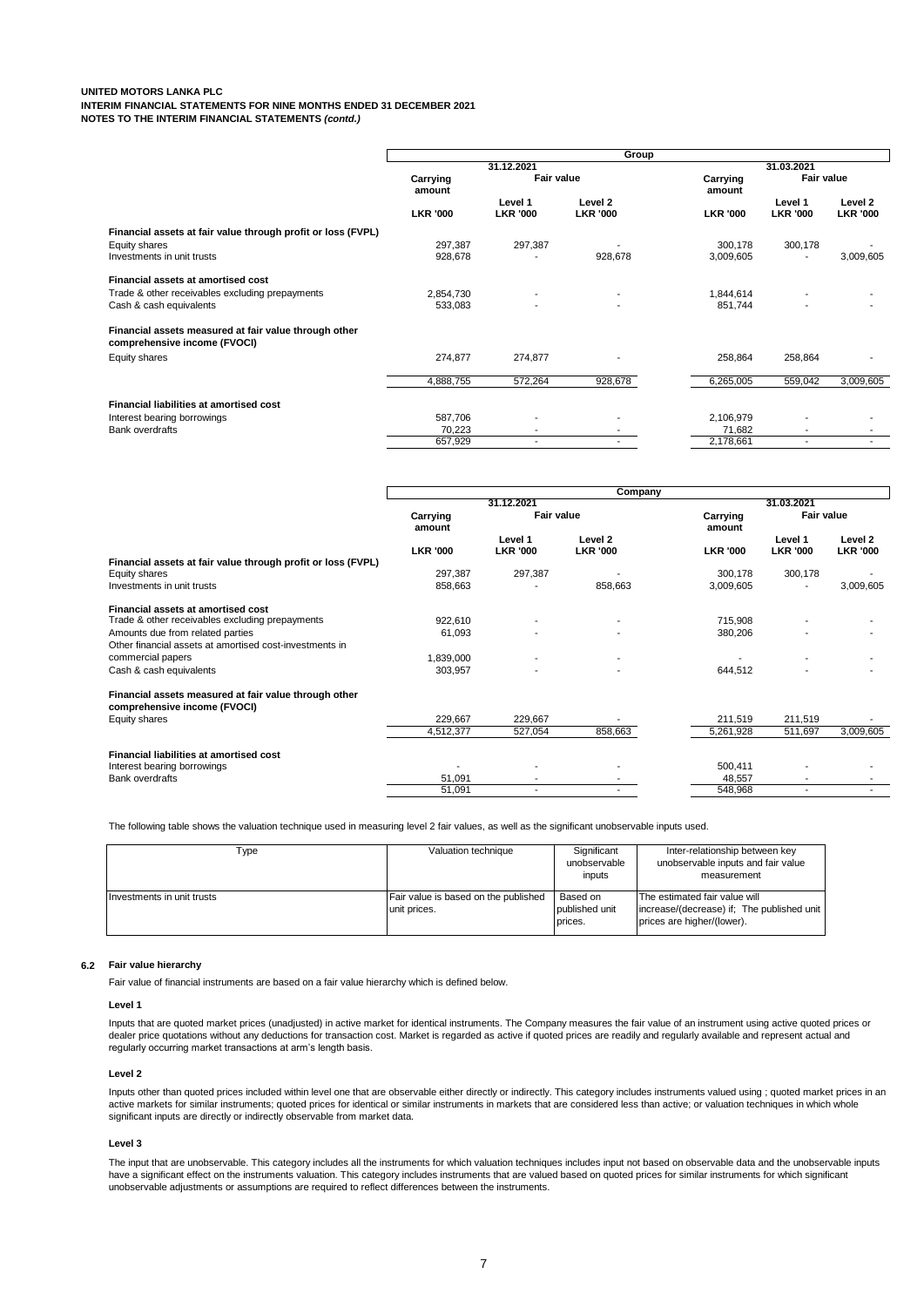UNITED MOTORS LANKA PLC
INTERIM FINANCIAL STATEMENTS FOR NINE MONTHS ENDED 31 DECEMBER 2021
NOTES TO THE INTERIM FINANCIAL STATEMENTS *(contd.)*

| | Group | | | | | |
|---|---|---|---|---|---|---|
| | 31.12.2021 | | | 31.03.2021 | | |
| | Carrying amount | Fair value | | Carrying amount | Fair value | |
| | | Level 1 | Level 2 | | Level 1 | Level 2 |
| | LKR '000 | LKR '000 | LKR '000 | LKR '000 | LKR '000 | LKR '000 |
| **Financial assets at fair value through profit or loss (FVPL)** | | | | | | |
| Equity shares | 297,387 | 297,387 | - | 300,178 | 300,178 | - |
| Investments in unit trusts | 928,678 | - | 928,678 | 3,009,605 | - | 3,009,605 |
| **Financial assets at amortised cost** | | | | | | |
| Trade & other receivables excluding prepayments | 2,854,730 | - | - | 1,844,614 | - | - |
| Cash & cash equivalents | 533,083 | - | - | 851,744 | - | - |
| **Financial assets measured at fair value through other comprehensive income (FVOCI)** | | | | | | |
| Equity shares | 274,877 | 274,877 | - | 258,864 | 258,864 | - |
| | 4,888,755 | 572,264 | 928,678 | 6,265,005 | 559,042 | 3,009,605 |
| **Financial liabilities at amortised cost** | | | | | | |
| Interest bearing borrowings | 587,706 | - | - | 2,106,979 | - | - |
| Bank overdrafts | 70,223 | - | - | 71,682 | - | - |
| | 657,929 | - | - | 2,178,661 | - | - |

| | Company | | | | | |
|---|---|---|---|---|---|---|
| | 31.12.2021 | | | 31.03.2021 | | |
| | Carrying amount | Fair value | | Carrying amount | Fair value | |
| | | Level 1 | Level 2 | | Level 1 | Level 2 |
| | LKR '000 | LKR '000 | LKR '000 | LKR '000 | LKR '000 | LKR '000 |
| **Financial assets at fair value through profit or loss (FVPL)** | | | | | | |
| Equity shares | 297,387 | 297,387 | - | 300,178 | 300,178 | - |
| Investments in unit trusts | 858,663 | - | 858,663 | 3,009,605 | - | 3,009,605 |
| **Financial assets at amortised cost** | | | | | | |
| Trade & other receivables excluding prepayments | 922,610 | - | - | 715,908 | - | - |
| Amounts due from related parties | 61,093 | - | - | 380,206 | - | - |
| Other financial assets at amortised cost-investments in commercial papers | 1,839,000 | - | - | - | - | - |
| Cash & cash equivalents | 303,957 | - | - | 644,512 | - | - |
| **Financial assets measured at fair value through other comprehensive income (FVOCI)** | | | | | | |
| Equity shares | 229,667 | 229,667 | - | 211,519 | 211,519 | - |
| | 4,512,377 | 527,054 | 858,663 | 5,261,928 | 511,697 | 3,009,605 |
| **Financial liabilities at amortised cost** | | | | | | |
| Interest bearing borrowings | - | - | - | 500,411 | - | - |
| Bank overdrafts | 51,091 | - | - | 48,557 | - | - |
| | 51,091 | - | - | 548,968 | - | - |

The following table shows the valuation technique used in measuring level 2 fair values, as well as the significant unobservable inputs used.

| Type | Valuation technique | Significant unobservable inputs | Inter-relationship between key unobservable inputs and fair value measurement |
|---|---|---|---|
| Investments in unit trusts | Fair value is based on the published unit prices. | Based on published unit prices. | The estimated fair value will increase/(decrease) if; The published unit prices are higher/(lower). |

### 6.2 Fair value hierarchy

Fair value of financial instruments are based on a fair value hierarchy which is defined below.

**Level 1**

Inputs that are quoted market prices (unadjusted) in active market for identical instruments. The Company measures the fair value of an instrument using active quoted prices or dealer price quotations without any deductions for transaction cost. Market is regarded as active if quoted prices are readily and regularly available and represent actual and regularly occurring market transactions at arm's length basis.

**Level 2**

Inputs other than quoted prices included within level one that are observable either directly or indirectly. This category includes instruments valued using ; quoted market prices in an active markets for similar instruments; quoted prices for identical or similar instruments in markets that are considered less than active; or valuation techniques in which whole significant inputs are directly or indirectly observable from market data.

**Level 3**

The input that are unobservable. This category includes all the instruments for which valuation techniques includes input not based on observable data and the unobservable inputs have a significant effect on the instruments valuation. This category includes instruments that are valued based on quoted prices for similar instruments for which significant unobservable adjustments or assumptions are required to reflect differences between the instruments.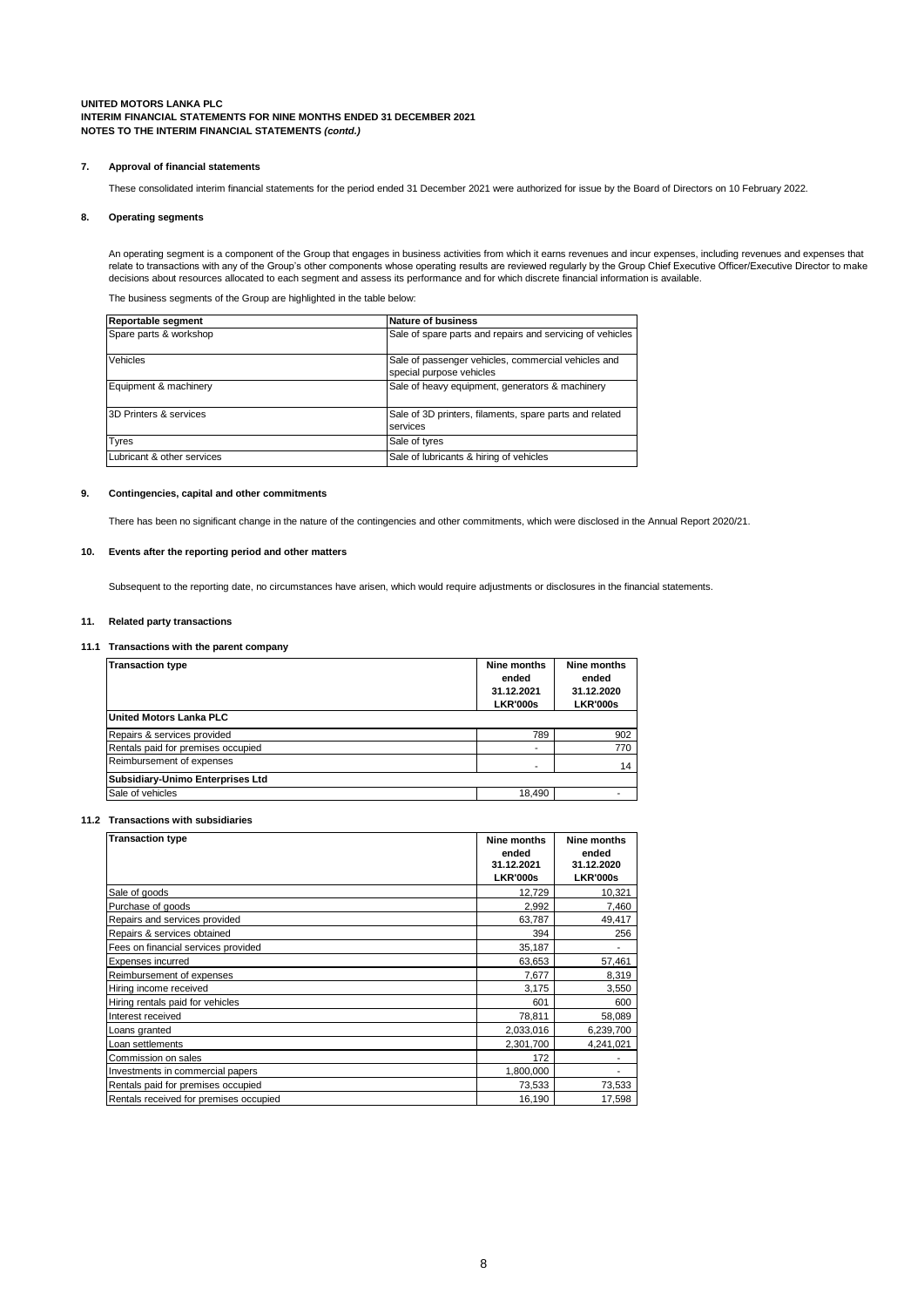**UNITED MOTORS LANKA PLC**
**INTERIM FINANCIAL STATEMENTS FOR NINE MONTHS ENDED 31 DECEMBER 2021**
**NOTES TO THE INTERIM FINANCIAL STATEMENTS *(contd.)***

## 7. Approval of financial statements

These consolidated interim financial statements for the period ended 31 December 2021 were authorized for issue by the Board of Directors on 10 February 2022.

## 8. Operating segments

An operating segment is a component of the Group that engages in business activities from which it earns revenues and incur expenses, including revenues and expenses that relate to transactions with any of the Group's other components whose operating results are reviewed regularly by the Group Chief Executive Officer/Executive Director to make decisions about resources allocated to each segment and assess its performance and for which discrete financial information is available.

The business segments of the Group are highlighted in the table below:

| Reportable segment | Nature of business |
|---|---|
| Spare parts & workshop | Sale of spare parts and repairs and servicing of vehicles |
| Vehicles | Sale of passenger vehicles, commercial vehicles and special purpose vehicles |
| Equipment & machinery | Sale of heavy equipment, generators & machinery |
| 3D Printers & services | Sale of 3D printers, filaments, spare parts and related services |
| Tyres | Sale of tyres |
| Lubricant & other services | Sale of lubricants & hiring of vehicles |

## 9. Contingencies, capital and other commitments

There has been no significant change in the nature of the contingencies and other commitments, which were disclosed in the Annual Report 2020/21.

## 10. Events after the reporting period and other matters

Subsequent to the reporting date, no circumstances have arisen, which would require adjustments or disclosures in the financial statements.

## 11. Related party transactions

### 11.1 Transactions with the parent company

| Transaction type | Nine months ended 31.12.2021 LKR'000s | Nine months ended 31.12.2020 LKR'000s |
|---|---|---|
| **United Motors Lanka PLC** | | |
| Repairs & services provided | 789 | 902 |
| Rentals paid for premises occupied | - | 770 |
| Reimbursement of expenses | - | 14 |
| **Subsidiary-Unimo Enterprises Ltd** | | |
| Sale of vehicles | 18,490 | - |

### 11.2 Transactions with subsidiaries

| Transaction type | Nine months ended 31.12.2021 LKR'000s | Nine months ended 31.12.2020 LKR'000s |
|---|---|---|
| Sale of goods | 12,729 | 10,321 |
| Purchase of goods | 2,992 | 7,460 |
| Repairs and services provided | 63,787 | 49,417 |
| Repairs & services obtained | 394 | 256 |
| Fees on financial services provided | 35,187 | - |
| Expenses incurred | 63,653 | 57,461 |
| Reimbursement of expenses | 7,677 | 8,319 |
| Hiring income received | 3,175 | 3,550 |
| Hiring rentals paid for vehicles | 601 | 600 |
| Interest received | 78,811 | 58,089 |
| Loans granted | 2,033,016 | 6,239,700 |
| Loan settlements | 2,301,700 | 4,241,021 |
| Commission on sales | 172 | - |
| Investments in commercial papers | 1,800,000 | - |
| Rentals paid for premises occupied | 73,533 | 73,533 |
| Rentals received for premises occupied | 16,190 | 17,598 |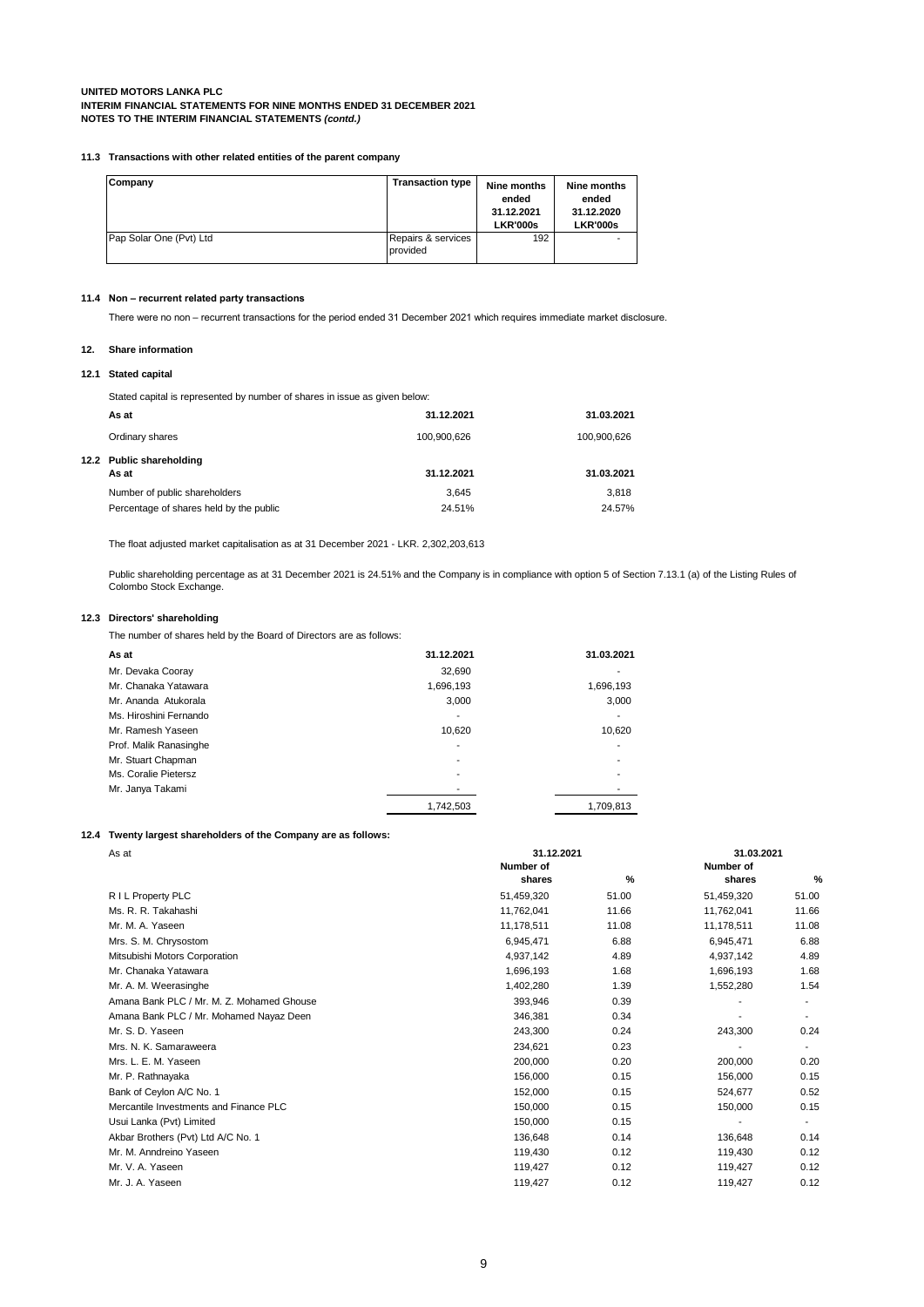**UNITED MOTORS LANKA PLC**
**INTERIM FINANCIAL STATEMENTS FOR NINE MONTHS ENDED 31 DECEMBER 2021**
**NOTES TO THE INTERIM FINANCIAL STATEMENTS *(contd.)***

#### 11.3 Transactions with other related entities of the parent company

| Company | Transaction type | Nine months ended 31.12.2021 LKR'000s | Nine months ended 31.12.2020 LKR'000s |
|---|---|---|---|
| Pap Solar One (Pvt) Ltd | Repairs & services provided | 192 | - |

#### 11.4 Non – recurrent related party transactions

There were no non – recurrent transactions for the period ended 31 December 2021 which requires immediate market disclosure.

### 12. Share information

#### 12.1 Stated capital

Stated capital is represented by number of shares in issue as given below:

| As at | 31.12.2021 | 31.03.2021 |
|---|---|---|
| Ordinary shares | 100,900,626 | 100,900,626 |

#### 12.2 Public shareholding

| As at | 31.12.2021 | 31.03.2021 |
|---|---|---|
| Number of public shareholders | 3,645 | 3,818 |
| Percentage of shares held by the public | 24.51% | 24.57% |

The float adjusted market capitalisation as at 31 December 2021 - LKR. 2,302,203,613

Public shareholding percentage as at 31 December 2021 is 24.51% and the Company is in compliance with option 5 of Section 7.13.1 (a) of the Listing Rules of Colombo Stock Exchange.

#### 12.3 Directors' shareholding

The number of shares held by the Board of Directors are as follows:

| As at | 31.12.2021 | 31.03.2021 |
|---|---|---|
| Mr. Devaka Cooray | 32,690 | - |
| Mr. Chanaka Yatawara | 1,696,193 | 1,696,193 |
| Mr. Ananda Atukorala | 3,000 | 3,000 |
| Ms. Hiroshini Fernando | - | - |
| Mr. Ramesh Yaseen | 10,620 | 10,620 |
| Prof. Malik Ranasinghe | - | - |
| Mr. Stuart Chapman | - | - |
| Ms. Coralie Pietersz | - | - |
| Mr. Janya Takami | - | - |
| | 1,742,503 | 1,709,813 |

#### 12.4 Twenty largest shareholders of the Company are as follows:

| As at | 31.12.2021 | | 31.03.2021 | |
|---|---|---|---|---|
| | Number of shares | % | Number of shares | % |
| R I L Property PLC | 51,459,320 | 51.00 | 51,459,320 | 51.00 |
| Ms. R. R. Takahashi | 11,762,041 | 11.66 | 11,762,041 | 11.66 |
| Mr. M. A. Yaseen | 11,178,511 | 11.08 | 11,178,511 | 11.08 |
| Mrs. S. M. Chrysostom | 6,945,471 | 6.88 | 6,945,471 | 6.88 |
| Mitsubishi Motors Corporation | 4,937,142 | 4.89 | 4,937,142 | 4.89 |
| Mr. Chanaka Yatawara | 1,696,193 | 1.68 | 1,696,193 | 1.68 |
| Mr. A. M. Weerasinghe | 1,402,280 | 1.39 | 1,552,280 | 1.54 |
| Amana Bank PLC / Mr. M. Z. Mohamed Ghouse | 393,946 | 0.39 | - | - |
| Amana Bank PLC / Mr. Mohamed Nayaz Deen | 346,381 | 0.34 | - | - |
| Mr. S. D. Yaseen | 243,300 | 0.24 | 243,300 | 0.24 |
| Mrs. N. K. Samaraweera | 234,621 | 0.23 | - | - |
| Mrs. L. E. M. Yaseen | 200,000 | 0.20 | 200,000 | 0.20 |
| Mr. P. Rathnayaka | 156,000 | 0.15 | 156,000 | 0.15 |
| Bank of Ceylon A/C No. 1 | 152,000 | 0.15 | 524,677 | 0.52 |
| Mercantile Investments and Finance PLC | 150,000 | 0.15 | 150,000 | 0.15 |
| Usui Lanka (Pvt) Limited | 150,000 | 0.15 | - | - |
| Akbar Brothers (Pvt) Ltd A/C No. 1 | 136,648 | 0.14 | 136,648 | 0.14 |
| Mr. M. Anndreino Yaseen | 119,430 | 0.12 | 119,430 | 0.12 |
| Mr. V. A. Yaseen | 119,427 | 0.12 | 119,427 | 0.12 |
| Mr. J. A. Yaseen | 119,427 | 0.12 | 119,427 | 0.12 |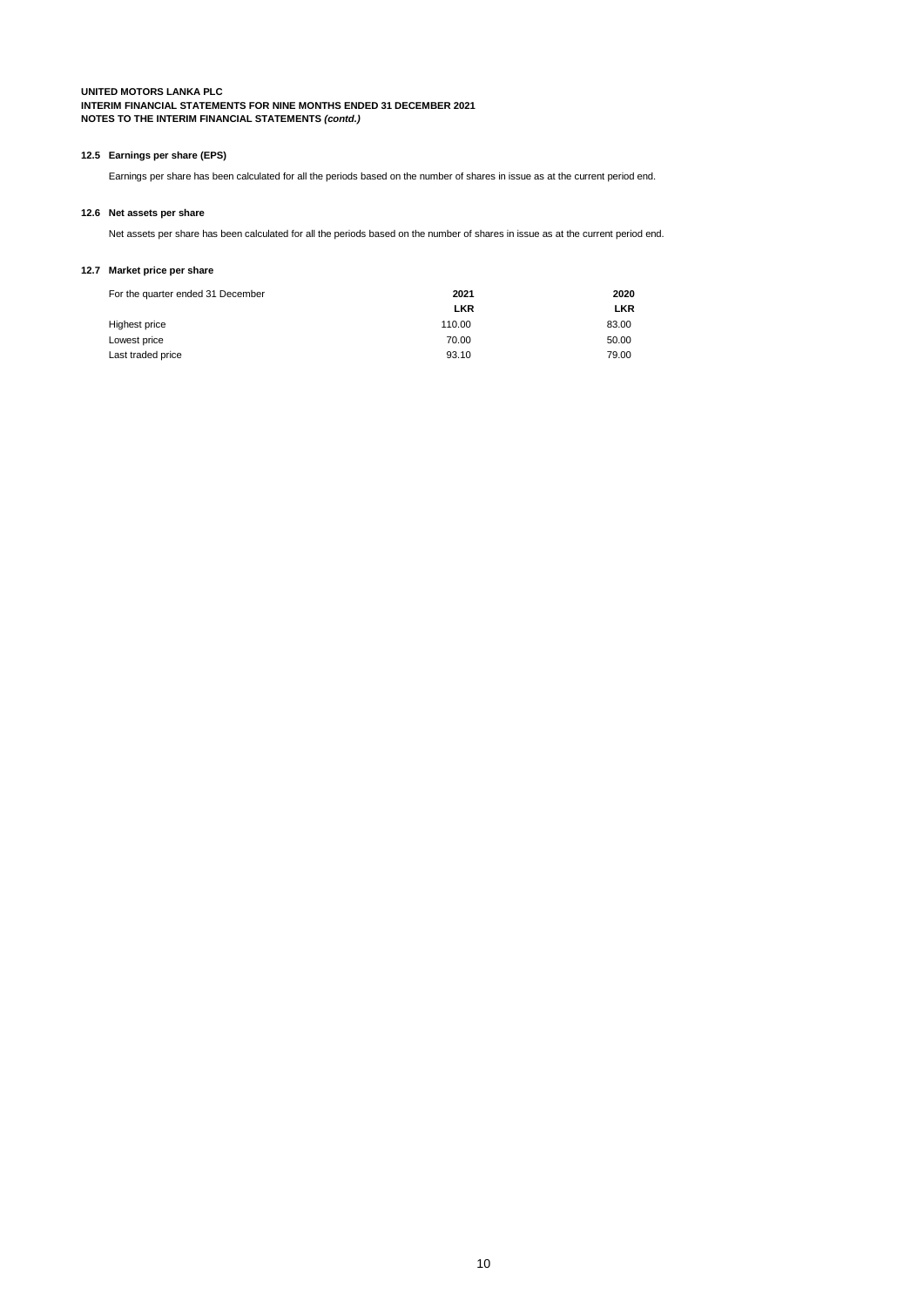**UNITED MOTORS LANKA PLC**
**INTERIM FINANCIAL STATEMENTS FOR NINE MONTHS ENDED 31 DECEMBER 2021**
**NOTES TO THE INTERIM FINANCIAL STATEMENTS *(contd.)***

### 12.5 Earnings per share (EPS)

Earnings per share has been calculated for all the periods based on the number of shares in issue as at the current period end.

### 12.6 Net assets per share

Net assets per share has been calculated for all the periods based on the number of shares in issue as at the current period end.

### 12.7 Market price per share

| For the quarter ended 31 December | 2021 | 2020 |
|---|---|---|
| | LKR | LKR |
| Highest price | 110.00 | 83.00 |
| Lowest price | 70.00 | 50.00 |
| Last traded price | 93.10 | 79.00 |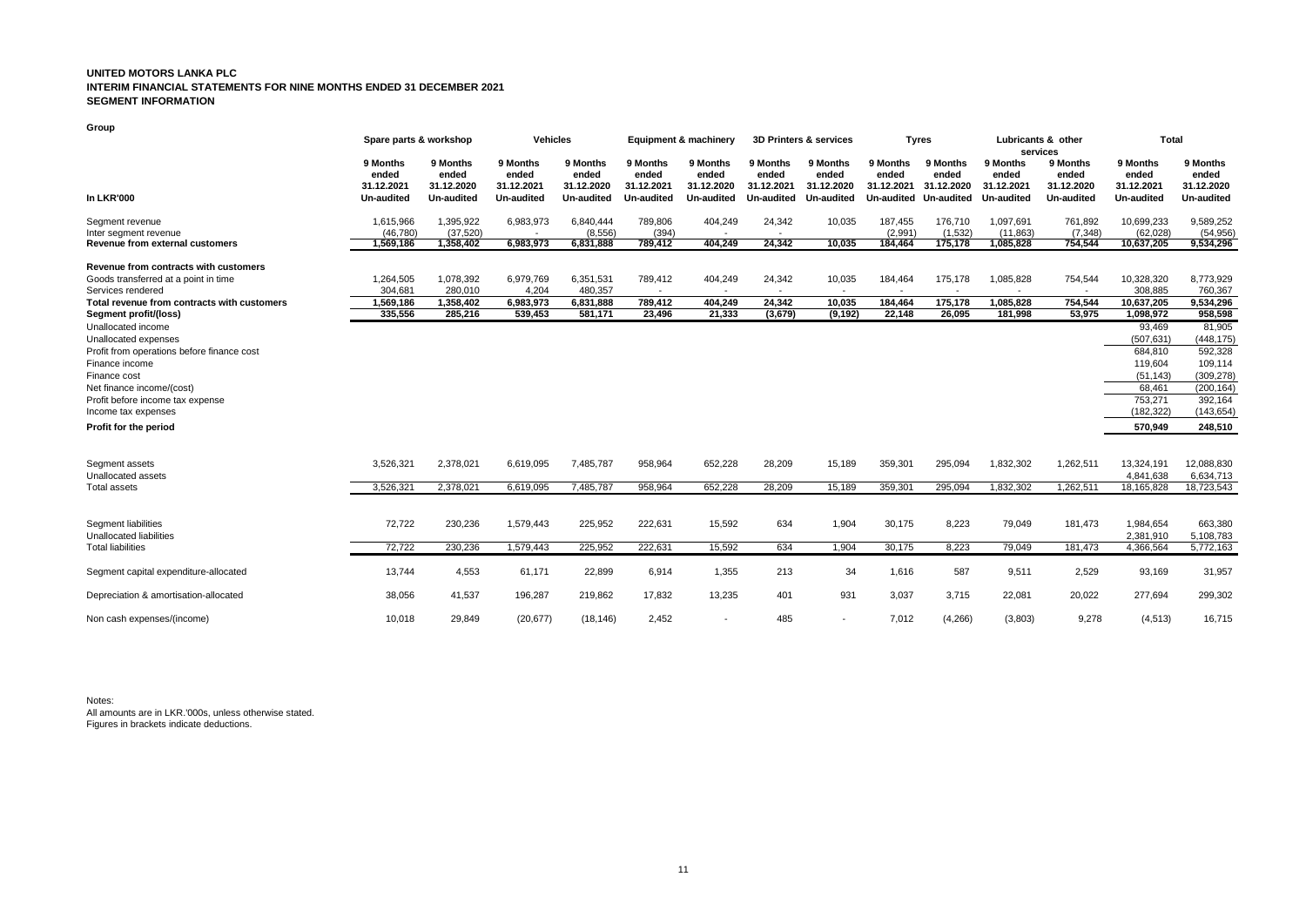**UNITED MOTORS LANKA PLC**
**INTERIM FINANCIAL STATEMENTS FOR NINE MONTHS ENDED 31 DECEMBER 2021**
**SEGMENT INFORMATION**

**Group**

| | Spare parts & workshop | | Vehicles | | Equipment & machinery | | 3D Printers & services | | Tyres | | Lubricants & other services | | Total | |
|---|---|---|---|---|---|---|---|---|---|---|---|---|---|---|
| **In LKR'000** | 9 Months ended 31.12.2021 Un-audited | 9 Months ended 31.12.2020 Un-audited | 9 Months ended 31.12.2021 Un-audited | 9 Months ended 31.12.2020 Un-audited | 9 Months ended 31.12.2021 Un-audited | 9 Months ended 31.12.2020 Un-audited | 9 Months ended 31.12.2021 Un-audited | 9 Months ended 31.12.2020 Un-audited | 9 Months ended 31.12.2021 Un-audited | 9 Months ended 31.12.2020 Un-audited | 9 Months ended 31.12.2021 Un-audited | 9 Months ended 31.12.2020 Un-audited | 9 Months ended 31.12.2021 Un-audited | 9 Months ended 31.12.2020 Un-audited |
| Segment revenue | 1,615,966 | 1,395,922 | 6,983,973 | 6,840,444 | 789,806 | 404,249 | 24,342 | 10,035 | 187,455 | 176,710 | 1,097,691 | 761,892 | 10,699,233 | 9,589,252 |
| Inter segment revenue | (46,780) | (37,520) | - | (8,556) | (394) | - | - | - | (2,991) | (1,532) | (11,863) | (7,348) | (62,028) | (54,956) |
| **Revenue from external customers** | **1,569,186** | **1,358,402** | **6,983,973** | **6,831,888** | **789,412** | **404,249** | **24,342** | **10,035** | **184,464** | **175,178** | **1,085,828** | **754,544** | **10,637,205** | **9,534,296** |
| **Revenue from contracts with customers** | | | | | | | | | | | | | | |
| Goods transferred at a point in time | 1,264,505 | 1,078,392 | 6,979,769 | 6,351,531 | 789,412 | 404,249 | 24,342 | 10,035 | 184,464 | 175,178 | 1,085,828 | 754,544 | 10,328,320 | 8,773,929 |
| Services rendered | 304,681 | 280,010 | 4,204 | 480,357 | - | - | - | - | - | - | - | - | 308,885 | 760,367 |
| **Total revenue from contracts with customers** | **1,569,186** | **1,358,402** | **6,983,973** | **6,831,888** | **789,412** | **404,249** | **24,342** | **10,035** | **184,464** | **175,178** | **1,085,828** | **754,544** | **10,637,205** | **9,534,296** |
| **Segment profit/(loss)** | **335,556** | **285,216** | **539,453** | **581,171** | **23,496** | **21,333** | **(3,679)** | **(9,192)** | **22,148** | **26,095** | **181,998** | **53,975** | **1,098,972** | **958,598** |
| Unallocated income | | | | | | | | | | | | | 93,469 | 81,905 |
| Unallocated expenses | | | | | | | | | | | | | (507,631) | (448,175) |
| Profit from operations before finance cost | | | | | | | | | | | | | 684,810 | 592,328 |
| Finance income | | | | | | | | | | | | | 119,604 | 109,114 |
| Finance cost | | | | | | | | | | | | | (51,143) | (309,278) |
| Net finance income/(cost) | | | | | | | | | | | | | 68,461 | (200,164) |
| Profit before income tax expense | | | | | | | | | | | | | 753,271 | 392,164 |
| Income tax expenses | | | | | | | | | | | | | (182,322) | (143,654) |
| **Profit for the period** | | | | | | | | | | | | | **570,949** | **248,510** |
| Segment assets | 3,526,321 | 2,378,021 | 6,619,095 | 7,485,787 | 958,964 | 652,228 | 28,209 | 15,189 | 359,301 | 295,094 | 1,832,302 | 1,262,511 | 13,324,191 | 12,088,830 |
| Unallocated assets | | | | | | | | | | | | | 4,841,638 | 6,634,713 |
| Total assets | 3,526,321 | 2,378,021 | 6,619,095 | 7,485,787 | 958,964 | 652,228 | 28,209 | 15,189 | 359,301 | 295,094 | 1,832,302 | 1,262,511 | 18,165,828 | 18,723,543 |
| Segment liabilities | 72,722 | 230,236 | 1,579,443 | 225,952 | 222,631 | 15,592 | 634 | 1,904 | 30,175 | 8,223 | 79,049 | 181,473 | 1,984,654 | 663,380 |
| Unallocated liabilities | | | | | | | | | | | | | 2,381,910 | 5,108,783 |
| Total liabilities | 72,722 | 230,236 | 1,579,443 | 225,952 | 222,631 | 15,592 | 634 | 1,904 | 30,175 | 8,223 | 79,049 | 181,473 | 4,366,564 | 5,772,163 |
| Segment capital expenditure-allocated | 13,744 | 4,553 | 61,171 | 22,899 | 6,914 | 1,355 | 213 | 34 | 1,616 | 587 | 9,511 | 2,529 | 93,169 | 31,957 |
| Depreciation & amortisation-allocated | 38,056 | 41,537 | 196,287 | 219,862 | 17,832 | 13,235 | 401 | 931 | 3,037 | 3,715 | 22,081 | 20,022 | 277,694 | 299,302 |
| Non cash expenses/(income) | 10,018 | 29,849 | (20,677) | (18,146) | 2,452 | - | 485 | - | 7,012 | (4,266) | (3,803) | 9,278 | (4,513) | 16,715 |

Notes:
All amounts are in LKR.'000s, unless otherwise stated.
Figures in brackets indicate deductions.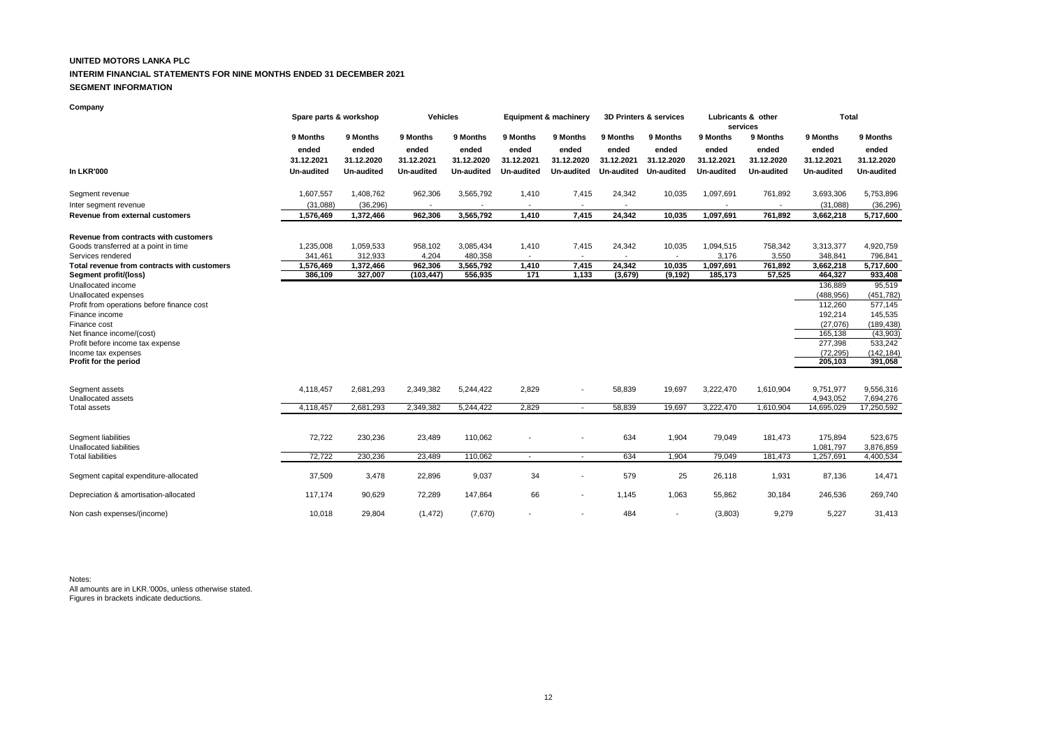**UNITED MOTORS LANKA PLC**

**INTERIM FINANCIAL STATEMENTS FOR NINE MONTHS ENDED 31 DECEMBER 2021**

**SEGMENT INFORMATION**

**Company**

| In LKR'000 | Spare parts & workshop | | Vehicles | | Equipment & machinery | | 3D Printers & services | | Lubricants & other services | | Total | |
|---|---|---|---|---|---|---|---|---|---|---|---|---|
| | 9 Months ended 31.12.2021 Un-audited | 9 Months ended 31.12.2020 Un-audited | 9 Months ended 31.12.2021 Un-audited | 9 Months ended 31.12.2020 Un-audited | 9 Months ended 31.12.2021 Un-audited | 9 Months ended 31.12.2020 Un-audited | 9 Months ended 31.12.2021 Un-audited | 9 Months ended 31.12.2020 Un-audited | 9 Months ended 31.12.2021 Un-audited | 9 Months ended 31.12.2020 Un-audited | 9 Months ended 31.12.2021 Un-audited | 9 Months ended 31.12.2020 Un-audited |
| Segment revenue | 1,607,557 | 1,408,762 | 962,306 | 3,565,792 | 1,410 | 7,415 | 24,342 | 10,035 | 1,097,691 | 761,892 | 3,693,306 | 5,753,896 |
| Inter segment revenue | (31,088) | (36,296) | - | - | - | - | - | - | - | - | (31,088) | (36,296) |
| **Revenue from external customers** | **1,576,469** | **1,372,466** | **962,306** | **3,565,792** | **1,410** | **7,415** | **24,342** | **10,035** | **1,097,691** | **761,892** | **3,662,218** | **5,717,600** |
| **Revenue from contracts with customers** | | | | | | | | | | | | |
| Goods transferred at a point in time | 1,235,008 | 1,059,533 | 958,102 | 3,085,434 | 1,410 | 7,415 | 24,342 | 10,035 | 1,094,515 | 758,342 | 3,313,377 | 4,920,759 |
| Services rendered | 341,461 | 312,933 | 4,204 | 480,358 | - | - | - | - | 3,176 | 3,550 | 348,841 | 796,841 |
| **Total revenue from contracts with customers** | **1,576,469** | **1,372,466** | **962,306** | **3,565,792** | **1,410** | **7,415** | **24,342** | **10,035** | **1,097,691** | **761,892** | **3,662,218** | **5,717,600** |
| **Segment profit/(loss)** | **386,109** | **327,007** | **(103,447)** | **556,935** | **171** | **1,133** | **(3,679)** | **(9,192)** | **185,173** | **57,525** | **464,327** | **933,408** |
| Unallocated income | | | | | | | | | | | 136,889 | 95,519 |
| Unallocated expenses | | | | | | | | | | | (488,956) | (451,782) |
| Profit from operations before finance cost | | | | | | | | | | | 112,260 | 577,145 |
| Finance income | | | | | | | | | | | 192,214 | 145,535 |
| Finance cost | | | | | | | | | | | (27,076) | (189,438) |
| Net finance income/(cost) | | | | | | | | | | | 165,138 | (43,903) |
| Profit before income tax expense | | | | | | | | | | | 277,398 | 533,242 |
| Income tax expenses | | | | | | | | | | | (72,295) | (142,184) |
| **Profit for the period** | | | | | | | | | | | **205,103** | **391,058** |
| Segment assets | 4,118,457 | 2,681,293 | 2,349,382 | 5,244,422 | 2,829 | - | 58,839 | 19,697 | 3,222,470 | 1,610,904 | 9,751,977 | 9,556,316 |
| Unallocated assets | | | | | | | | | | | 4,943,052 | 7,694,276 |
| Total assets | 4,118,457 | 2,681,293 | 2,349,382 | 5,244,422 | 2,829 | - | 58,839 | 19,697 | 3,222,470 | 1,610,904 | 14,695,029 | 17,250,592 |
| Segment liabilities | 72,722 | 230,236 | 23,489 | 110,062 | - | - | 634 | 1,904 | 79,049 | 181,473 | 175,894 | 523,675 |
| Unallocated liabilities | | | | | | | | | | | 1,081,797 | 3,876,859 |
| Total liabilities | 72,722 | 230,236 | 23,489 | 110,062 | - | - | 634 | 1,904 | 79,049 | 181,473 | 1,257,691 | 4,400,534 |
| Segment capital expenditure-allocated | 37,509 | 3,478 | 22,896 | 9,037 | 34 | - | 579 | 25 | 26,118 | 1,931 | 87,136 | 14,471 |
| Depreciation & amortisation-allocated | 117,174 | 90,629 | 72,289 | 147,864 | 66 | - | 1,145 | 1,063 | 55,862 | 30,184 | 246,536 | 269,740 |
| Non cash expenses/(income) | 10,018 | 29,804 | (1,472) | (7,670) | - | - | 484 | - | (3,803) | 9,279 | 5,227 | 31,413 |

Notes:

All amounts are in LKR.'000s, unless otherwise stated.

Figures in brackets indicate deductions.